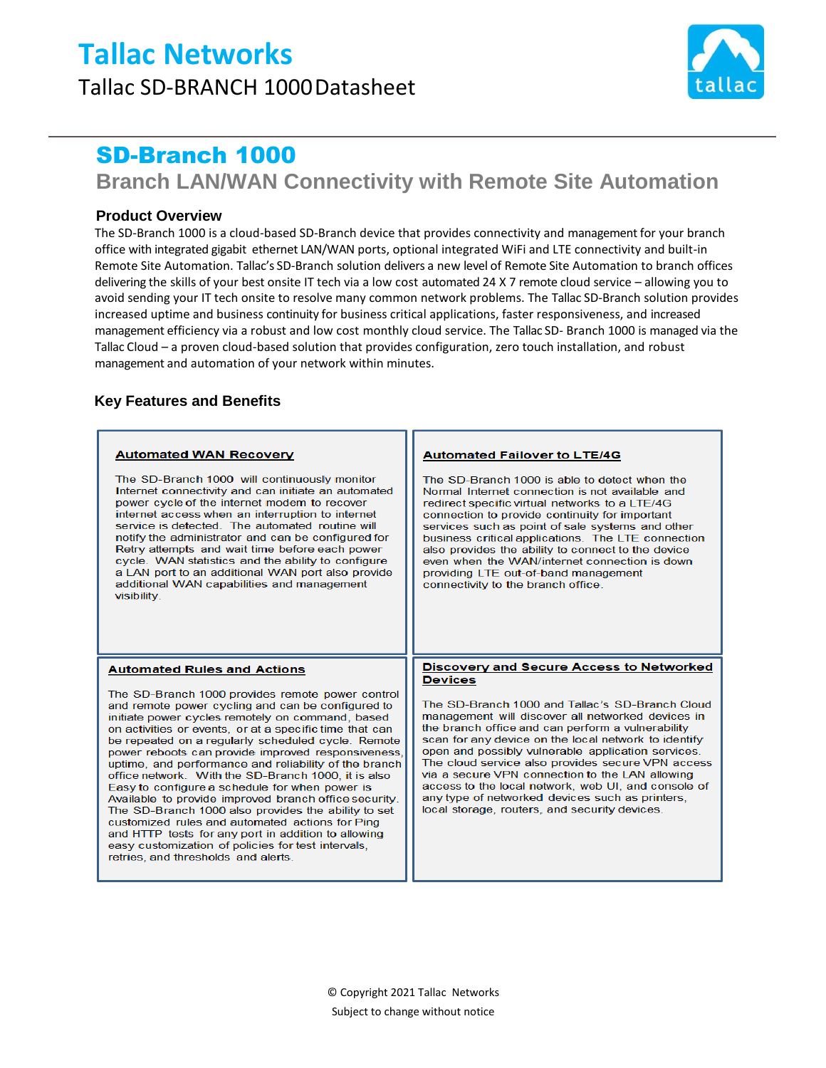# Tallac Networks

Tallac SD-BRANCH 1000 Datasheet

## SD-Branch 1000

### Branch LAN/WAN Connectivity with Remote Site Automation

### Product Overview

The SD-Branch 1000 is a cloud-based SD-Branch device that provides connectivity and management for your branch office with integrated gigabit ethernet LAN/WAN ports, optional integrated WiFi and LTE connectivity and built-in Remote Site Automation. Tallac's SD-Branch solution delivers a new level of Remote Site Automation to branch offices delivering the skills of your best onsite IT tech via a low cost automated 24 X 7 remote cloud service – allowing you to avoid sending your IT tech onsite to resolve many common network problems. The Tallac SD-Branch solution provides increased uptime and business continuity for business critical applications, faster responsiveness, and increased management efficiency via a robust and low cost monthly cloud service. The Tallac SD- Branch 1000 is managed via the Tallac Cloud – a proven cloud-based solution that provides configuration, zero touch installation, and robust management and automation of your network within minutes.

### Key Features and Benefits

**Automated WAN Recovery**

The SD-Branch 1000 will continuously monitor Internet connectivity and can initiate an automated power cycle of the internet modem to recover internet access when an interruption to internet service is detected. The automated routine will notify the administrator and can be configured for Retry attempts and wait time before each power cycle. WAN statistics and the ability to configure a LAN port to an additional WAN port also provide additional WAN capabilities and management visibility.

**Automated Failover to LTE/4G**

The SD-Branch 1000 is able to detect when the Normal Internet connection is not available and redirect specific virtual networks to a LTE/4G connection to provide continuity for important services such as point of sale systems and other business critical applications. The LTE connection also provides the ability to connect to the device even when the WAN/internet connection is down providing LTE out-of-band management connectivity to the branch office.

**Automated Rules and Actions**

The SD-Branch 1000 provides remote power control and remote power cycling and can be configured to initiate power cycles remotely on command, based on activities or events, or at a specific time that can be repeated on a regularly scheduled cycle. Remote power reboots can provide improved responsiveness, uptime, and performance and reliability of the branch office network. With the SD-Branch 1000, it is also Easy to configure a schedule for when power is Available to provide improved branch office security. The SD-Branch 1000 also provides the ability to set customized rules and automated actions for Ping and HTTP tests for any port in addition to allowing easy customization of policies for test intervals, retries, and thresholds and alerts.

**Discovery and Secure Access to Networked Devices**

The SD-Branch 1000 and Tallac's SD-Branch Cloud management will discover all networked devices in the branch office and can perform a vulnerability scan for any device on the local network to identify open and possibly vulnerable application services. The cloud service also provides secure VPN access via a secure VPN connection to the LAN allowing access to the local network, web UI, and console of any type of networked devices such as printers, local storage, routers, and security devices.

© Copyright 2021 Tallac Networks

Subject to change without notice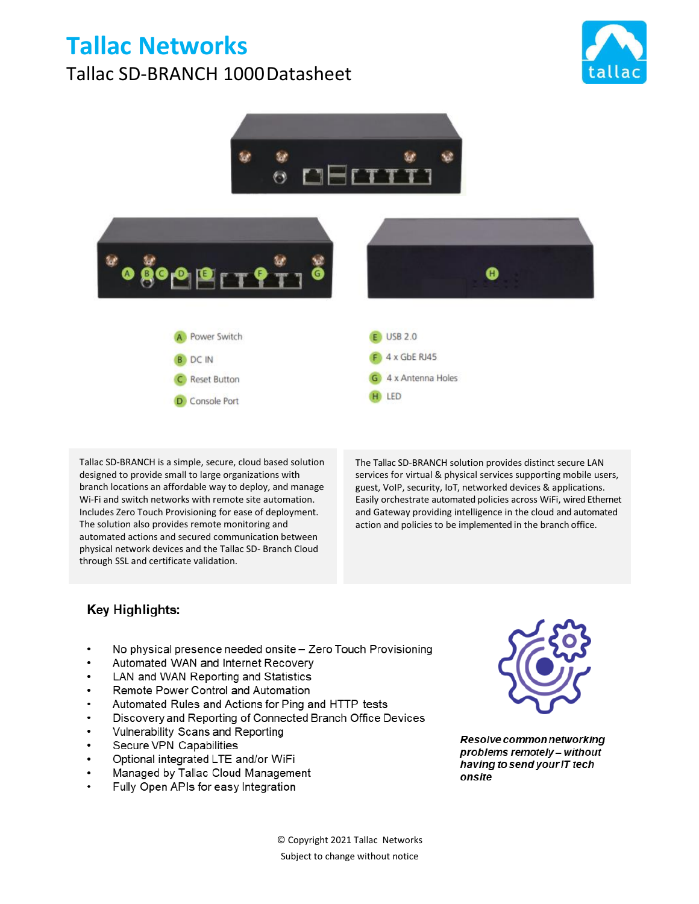# Tallac Networks

## Tallac SD-BRANCH 1000 Datasheet

- **A** Power Switch
- **B** DC IN
- **C** Reset Button
- **D** Console Port
- **E** USB 2.0
- **F** 4 x GbE RJ45
- **G** 4 x Antenna Holes
- **H** LED

Tallac SD-BRANCH is a simple, secure, cloud based solution designed to provide small to large organizations with branch locations an affordable way to deploy, and manage Wi-Fi and switch networks with remote site automation. Includes Zero Touch Provisioning for ease of deployment. The solution also provides remote monitoring and automated actions and secured communication between physical network devices and the Tallac SD- Branch Cloud through SSL and certificate validation.

The Tallac SD-BRANCH solution provides distinct secure LAN services for virtual & physical services supporting mobile users, guest, VoIP, security, IoT, networked devices & applications. Easily orchestrate automated policies across WiFi, wired Ethernet and Gateway providing intelligence in the cloud and automated action and policies to be implemented in the branch office.

### Key Highlights:

- No physical presence needed onsite – Zero Touch Provisioning
- Automated WAN and Internet Recovery
- LAN and WAN Reporting and Statistics
- Remote Power Control and Automation
- Automated Rules and Actions for Ping and HTTP tests
- Discovery and Reporting of Connected Branch Office Devices
- Vulnerability Scans and Reporting
- Secure VPN Capabilities
- Optional integrated LTE and/or WiFi
- Managed by Tallac Cloud Management
- Fully Open APIs for easy Integration

***Resolve common networking problems remotely – without having to send your IT tech onsite***

© Copyright 2021 Tallac Networks

Subject to change without notice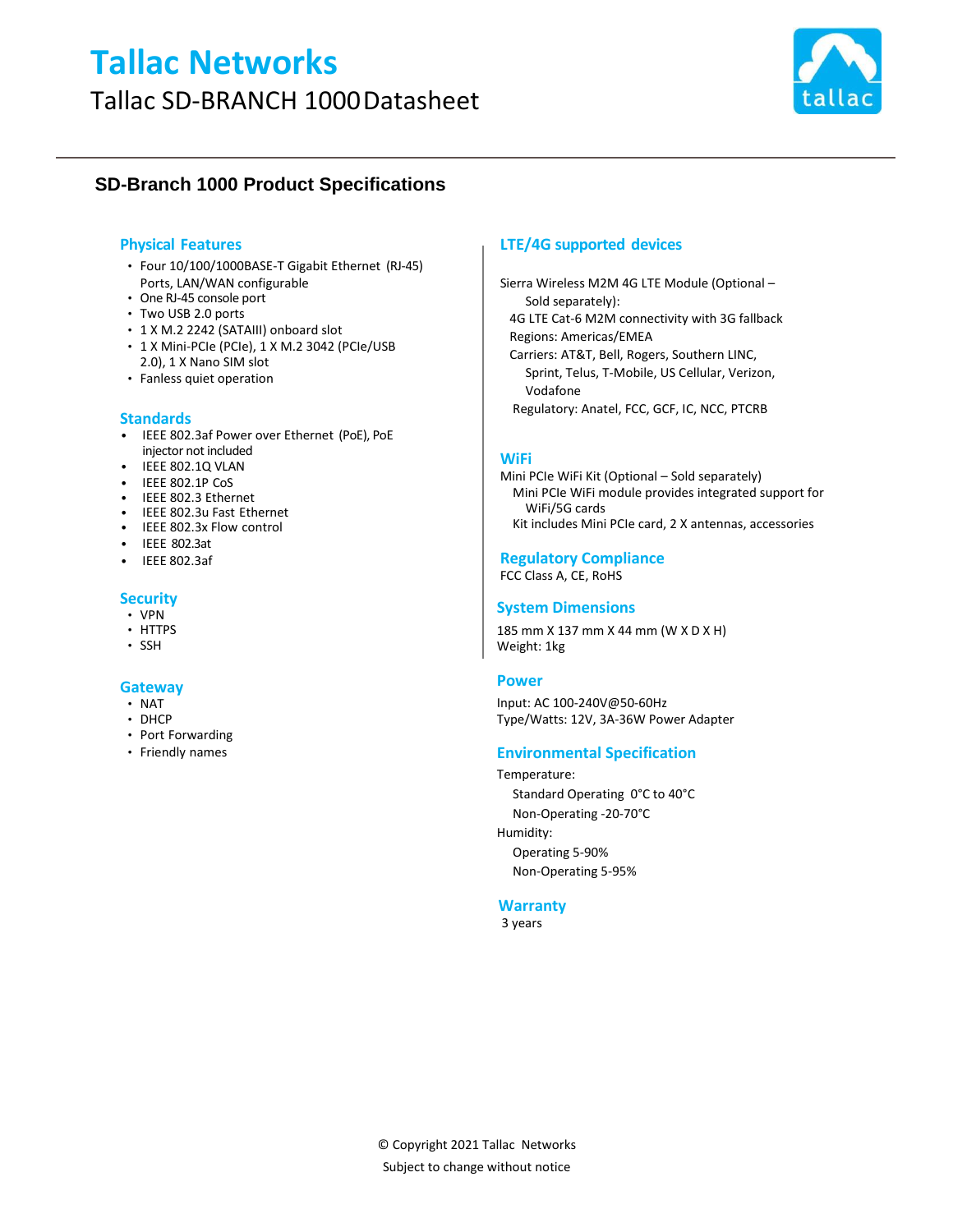# Tallac Networks

Tallac SD-BRANCH 1000 Datasheet

## SD-Branch 1000 Product Specifications

### Physical Features

- Four 10/100/1000BASE-T Gigabit Ethernet (RJ-45) Ports, LAN/WAN configurable
- One RJ-45 console port
- Two USB 2.0 ports
- 1 X M.2 2242 (SATAIII) onboard slot
- 1 X Mini-PCIe (PCIe), 1 X M.2 3042 (PCIe/USB 2.0), 1 X Nano SIM slot
- Fanless quiet operation

### Standards

- IEEE 802.3af Power over Ethernet (PoE), PoE injector not included
- IEEE 802.1Q VLAN
- IEEE 802.1P CoS
- IEEE 802.3 Ethernet
- IEEE 802.3u Fast Ethernet
- IEEE 802.3x Flow control
- IEEE 802.3at
- IEEE 802.3af

### Security

- VPN
- HTTPS
- SSH

### Gateway

- NAT
- DHCP
- Port Forwarding
- Friendly names

### LTE/4G supported devices

Sierra Wireless M2M 4G LTE Module (Optional – Sold separately):

4G LTE Cat-6 M2M connectivity with 3G fallback

Regions: Americas/EMEA

Carriers: AT&T, Bell, Rogers, Southern LINC, Sprint, Telus, T-Mobile, US Cellular, Verizon, Vodafone

Regulatory: Anatel, FCC, GCF, IC, NCC, PTCRB

### WiFi

Mini PCIe WiFi Kit (Optional – Sold separately)

Mini PCIe WiFi module provides integrated support for WiFi/5G cards

Kit includes Mini PCIe card, 2 X antennas, accessories

### Regulatory Compliance

FCC Class A, CE, RoHS

### System Dimensions

185 mm X 137 mm X 44 mm (W X D X H)

Weight: 1kg

### Power

Input: AC 100-240V@50-60Hz

Type/Watts: 12V, 3A-36W Power Adapter

### Environmental Specification

Temperature:

Standard Operating 0°C to 40°C

Non-Operating -20-70°C

Humidity:

Operating 5-90%

Non-Operating 5-95%

### Warranty

3 years

© Copyright 2021 Tallac Networks

Subject to change without notice